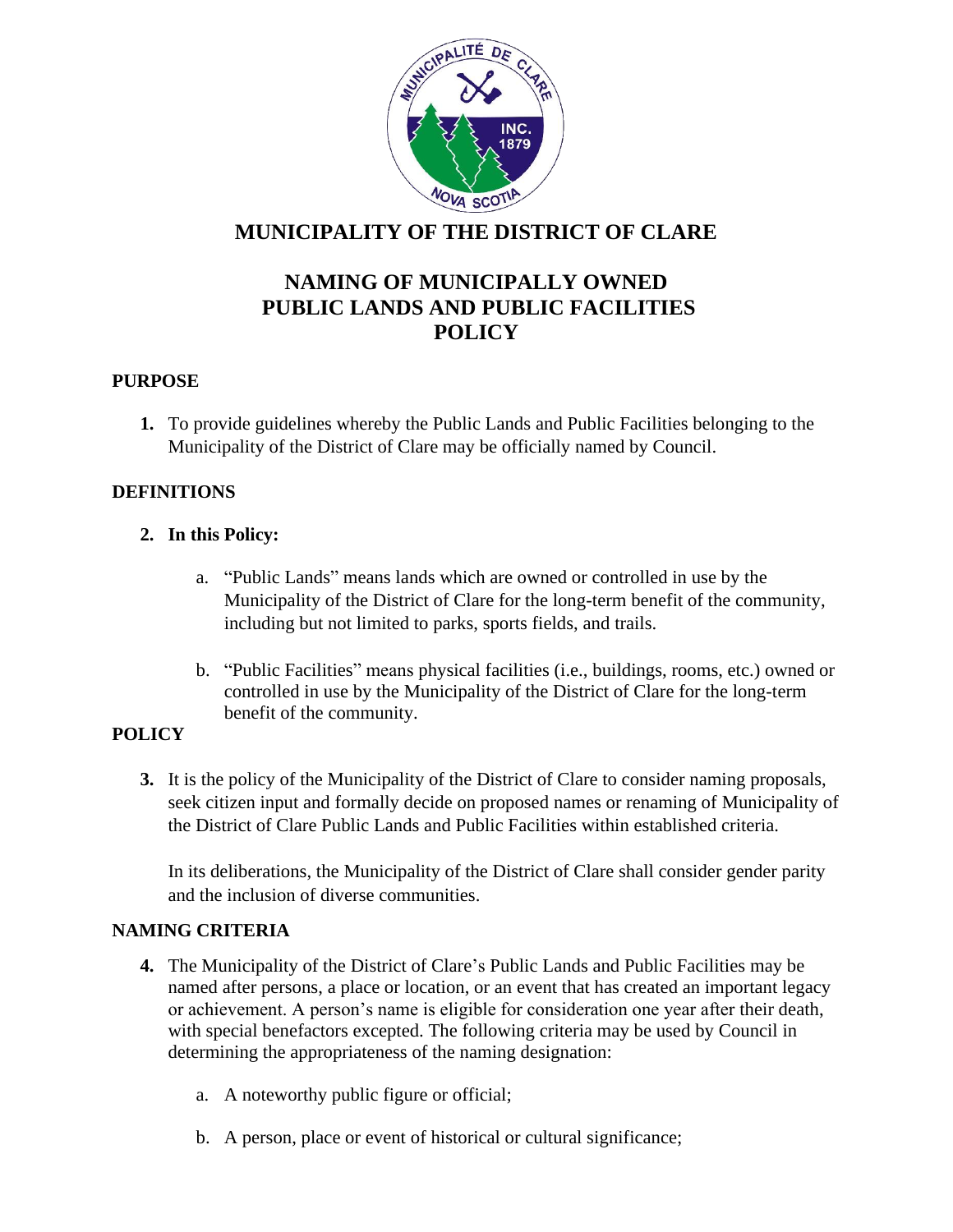# MUNICIPALITY OF THE DISTRICT OF CLARE

## NAMING OF MUNICIPALLY OWNED PUBLIC LANDS AND PUBLIC FACILITIES POLICY

### PURPOSE

1. To provide guidelines whereby the Public Lands and Public Facilities belonging to the Municipality of the District of Clare may be officially named by Council.

### DEFINITIONS

2. **In this Policy:**

    a. "Public Lands" means lands which are owned or controlled in use by the Municipality of the District of Clare for the long-term benefit of the community, including but not limited to parks, sports fields, and trails.

    b. "Public Facilities" means physical facilities (i.e., buildings, rooms, etc.) owned or controlled in use by the Municipality of the District of Clare for the long-term benefit of the community.

### POLICY

3. It is the policy of the Municipality of the District of Clare to consider naming proposals, seek citizen input and formally decide on proposed names or renaming of Municipality of the District of Clare Public Lands and Public Facilities within established criteria.

    In its deliberations, the Municipality of the District of Clare shall consider gender parity and the inclusion of diverse communities.

### NAMING CRITERIA

4. The Municipality of the District of Clare's Public Lands and Public Facilities may be named after persons, a place or location, or an event that has created an important legacy or achievement. A person's name is eligible for consideration one year after their death, with special benefactors excepted. The following criteria may be used by Council in determining the appropriateness of the naming designation:

    a. A noteworthy public figure or official;

    b. A person, place or event of historical or cultural significance;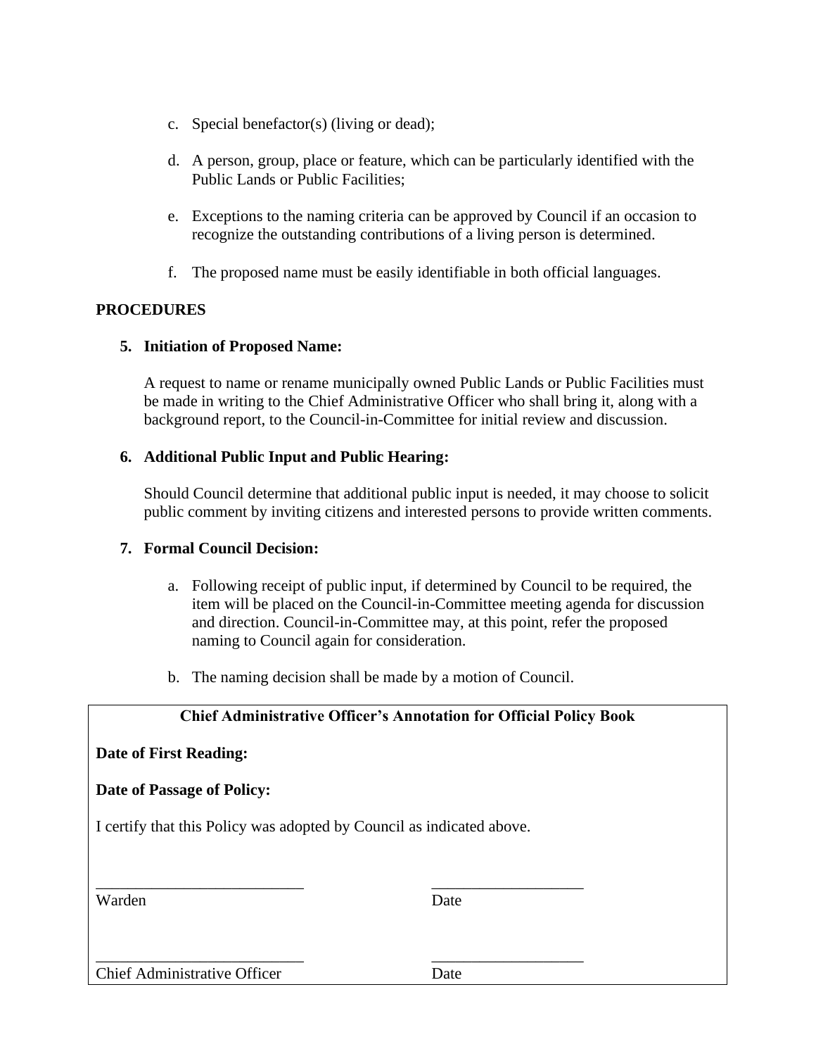c. Special benefactor(s) (living or dead);

d. A person, group, place or feature, which can be particularly identified with the Public Lands or Public Facilities;

e. Exceptions to the naming criteria can be approved by Council if an occasion to recognize the outstanding contributions of a living person is determined.

f. The proposed name must be easily identifiable in both official languages.

## PROCEDURES

**5. Initiation of Proposed Name:**

A request to name or rename municipally owned Public Lands or Public Facilities must be made in writing to the Chief Administrative Officer who shall bring it, along with a background report, to the Council-in-Committee for initial review and discussion.

**6. Additional Public Input and Public Hearing:**

Should Council determine that additional public input is needed, it may choose to solicit public comment by inviting citizens and interested persons to provide written comments.

**7. Formal Council Decision:**

a. Following receipt of public input, if determined by Council to be required, the item will be placed on the Council-in-Committee meeting agenda for discussion and direction. Council-in-Committee may, at this point, refer the proposed naming to Council again for consideration.

b. The naming decision shall be made by a motion of Council.

**Chief Administrative Officer's Annotation for Official Policy Book**

**Date of First Reading:**

**Date of Passage of Policy:**

I certify that this Policy was adopted by Council as indicated above.

___________________________ ___________________
Warden Date

___________________________ ___________________
Chief Administrative Officer Date